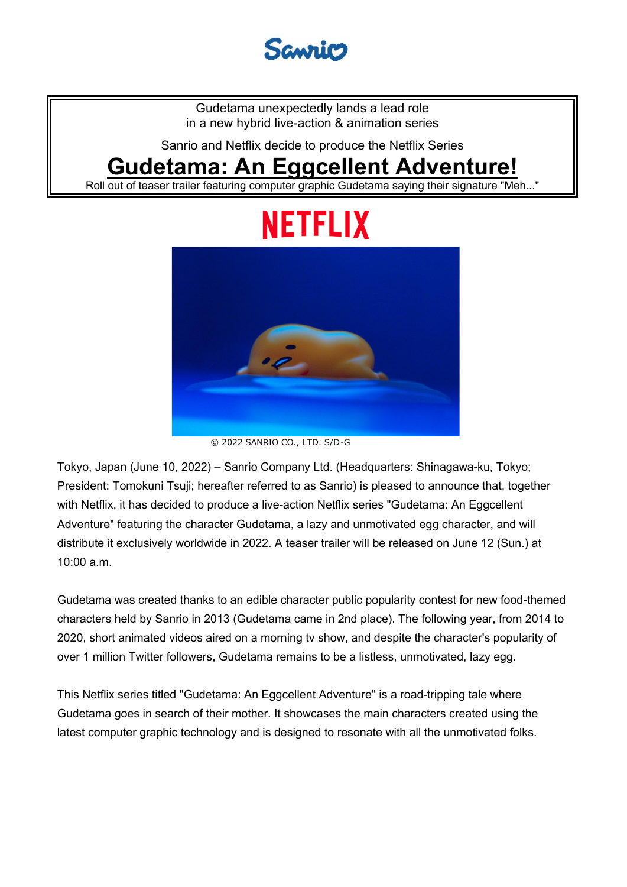Sanrio

Gudetama unexpectedly lands a lead role
in a new hybrid live-action & animation series

Sanrio and Netflix decide to produce the Netflix Series

# Gudetama: An Eggcellent Adventure!

Roll out of teaser trailer featuring computer graphic Gudetama saying their signature "Meh..."

NETFLIX

© 2022 SANRIO CO., LTD. S/D･G

Tokyo, Japan (June 10, 2022) – Sanrio Company Ltd. (Headquarters: Shinagawa-ku, Tokyo; President: Tomokuni Tsuji; hereafter referred to as Sanrio) is pleased to announce that, together with Netflix, it has decided to produce a live-action Netflix series "Gudetama: An Eggcellent Adventure" featuring the character Gudetama, a lazy and unmotivated egg character, and will distribute it exclusively worldwide in 2022. A teaser trailer will be released on June 12 (Sun.) at 10:00 a.m.

Gudetama was created thanks to an edible character public popularity contest for new food-themed characters held by Sanrio in 2013 (Gudetama came in 2nd place). The following year, from 2014 to 2020, short animated videos aired on a morning tv show, and despite the character's popularity of over 1 million Twitter followers, Gudetama remains to be a listless, unmotivated, lazy egg.

This Netflix series titled "Gudetama: An Eggcellent Adventure" is a road-tripping tale where Gudetama goes in search of their mother. It showcases the main characters created using the latest computer graphic technology and is designed to resonate with all the unmotivated folks.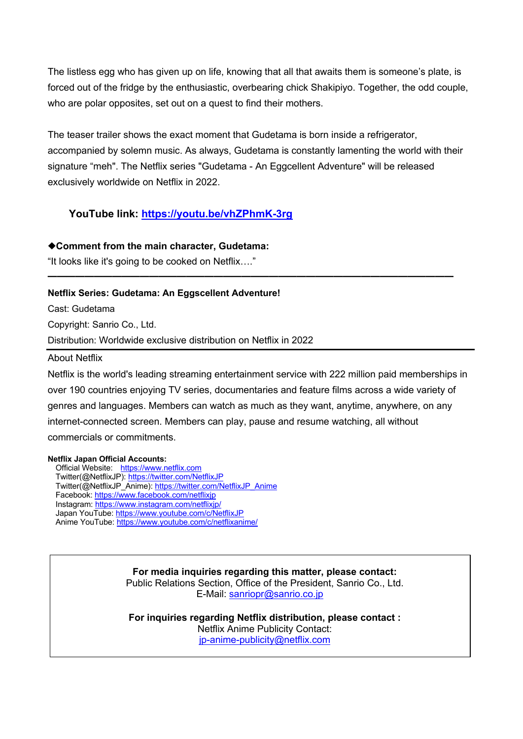The listless egg who has given up on life, knowing that all that awaits them is someone's plate, is forced out of the fridge by the enthusiastic, overbearing chick Shakipiyo. Together, the odd couple, who are polar opposites, set out on a quest to find their mothers.

The teaser trailer shows the exact moment that Gudetama is born inside a refrigerator, accompanied by solemn music. As always, Gudetama is constantly lamenting the world with their signature "meh". The Netflix series "Gudetama - An Eggcellent Adventure" will be released exclusively worldwide on Netflix in 2022.

**YouTube link: https://youtu.be/vhZPhmK-3rg**

**◆Comment from the main character, Gudetama:**

"It looks like it's going to be cooked on Netflix…."

---

**Netflix Series: Gudetama: An Eggscellent Adventure!**

Cast: Gudetama

Copyright: Sanrio Co., Ltd.

Distribution: Worldwide exclusive distribution on Netflix in 2022

---

About Netflix

Netflix is the world's leading streaming entertainment service with 222 million paid memberships in over 190 countries enjoying TV series, documentaries and feature films across a wide variety of genres and languages. Members can watch as much as they want, anytime, anywhere, on any internet-connected screen. Members can play, pause and resume watching, all without commercials or commitments.

**Netflix Japan Official Accounts:**

Official Website: https://www.netflix.com
Twitter(@NetflixJP): https://twitter.com/NetflixJP
Twitter(@NetflixJP_Anime): https://twitter.com/NetflixJP_Anime
Facebook: https://www.facebook.com/netflixjp
Instagram: https://www.instagram.com/netflixjp/
Japan YouTube: https://www.youtube.com/c/NetflixJP
Anime YouTube: https://www.youtube.com/c/netflixanime/

**For media inquiries regarding this matter, please contact:**
Public Relations Section, Office of the President, Sanrio Co., Ltd.
E-Mail: sanriopr@sanrio.co.jp

**For inquiries regarding Netflix distribution, please contact :**
Netflix Anime Publicity Contact:
jp-anime-publicity@netflix.com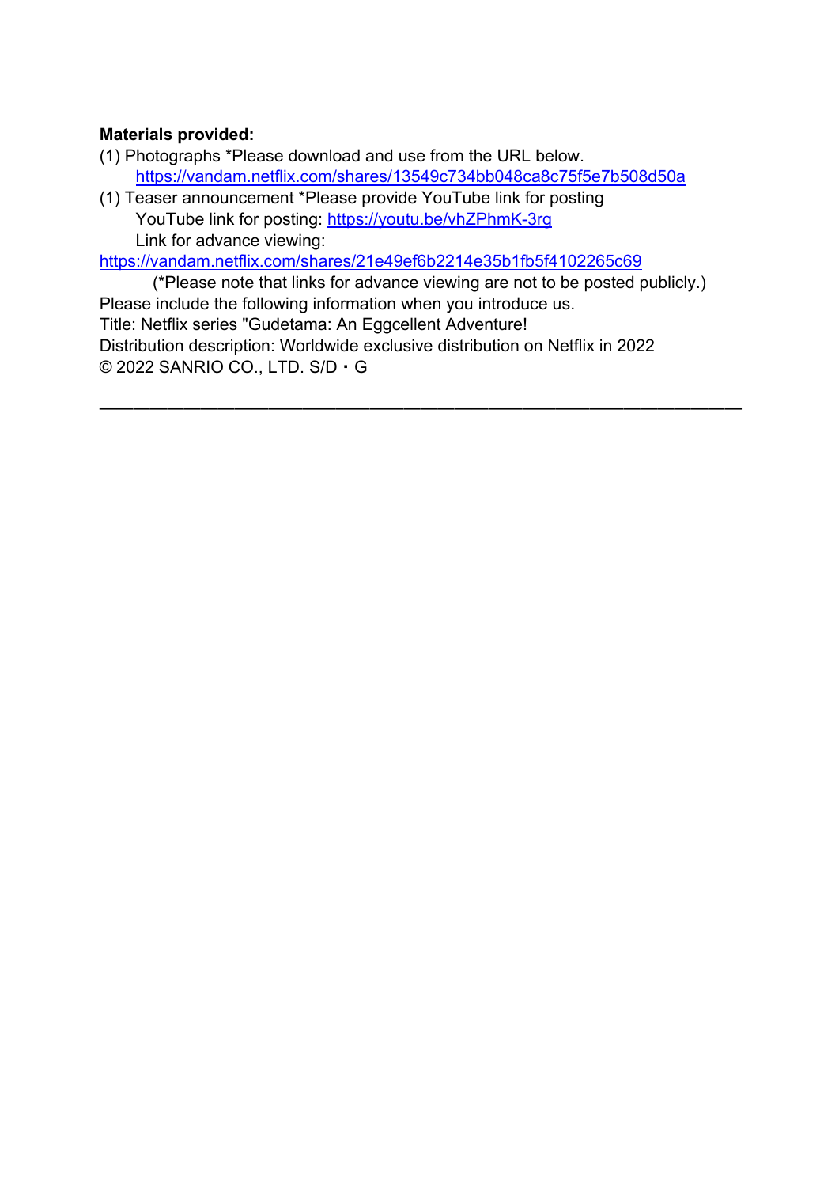**Materials provided:**

(1) Photographs *Please download and use from the URL below.
https://vandam.netflix.com/shares/13549c734bb048ca8c75f5e7b508d50a

(1) Teaser announcement *Please provide YouTube link for posting
YouTube link for posting: https://youtu.be/vhZPhmK-3rg
Link for advance viewing:
https://vandam.netflix.com/shares/21e49ef6b2214e35b1fb5f4102265c69
(*Please note that links for advance viewing are not to be posted publicly.)

Please include the following information when you introduce us.
Title: Netflix series "Gudetama: An Eggcellent Adventure!
Distribution description: Worldwide exclusive distribution on Netflix in 2022
© 2022 SANRIO CO., LTD. S/D・G

---